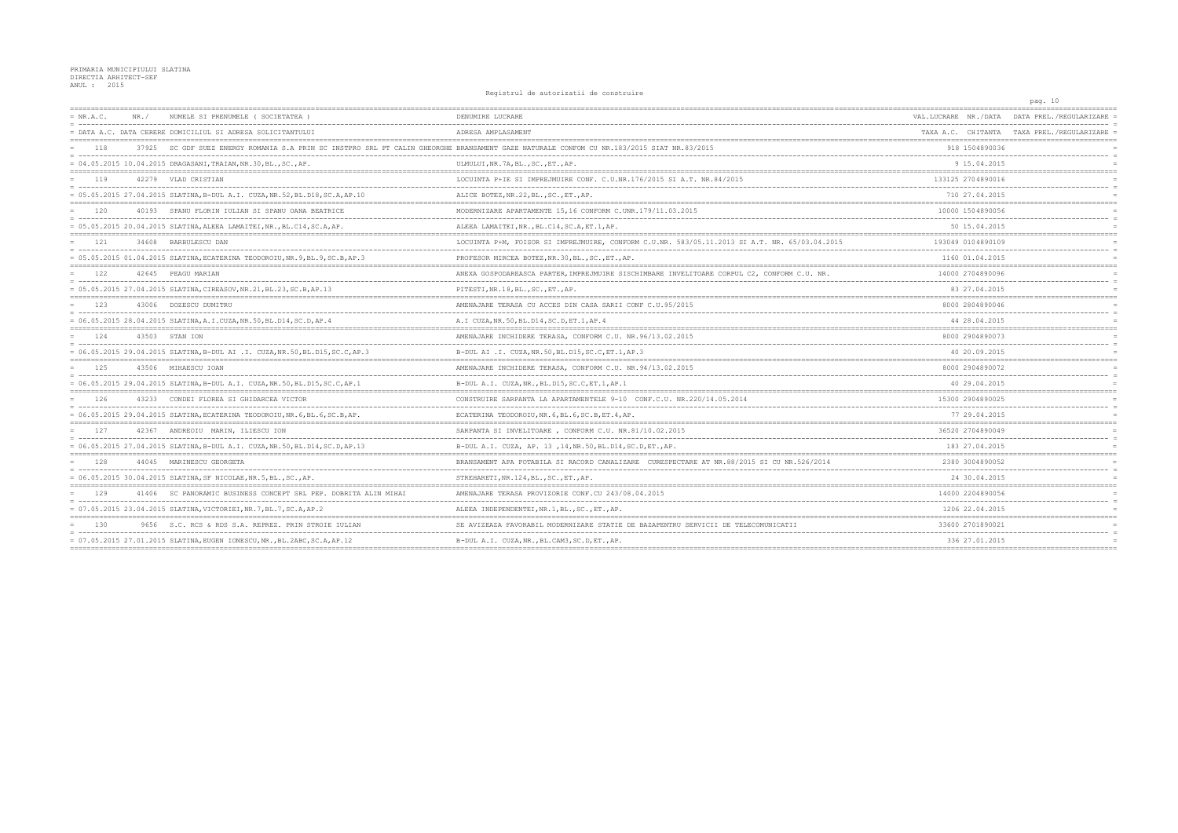PRIMARIA MUNICIPIULUI SLATINA
DIRECTIA ARHITECT-SEF
ANUL : 2015

Registrul de autorizatii de construire

| NR.A.C. / DATA A.C. | NR./ DATA CERERE | NUMELE SI PRENUMELE ( SOCIETATEA ) / DOMICILIUL SI ADRESA SOLICITANTULUI | DENUMIRE LUCRARE / ADRESA AMPLASAMENT | VAL.LUCRARE / TAXA A.C. | NR./DATA CHITANTA | DATA PREL./REGULARIZARE / TAXA PREL./REGULARIZARE |
|---|---|---|---|---|---|---|
| 118 | 37925 | SC GDF SUEZ ENERGY ROMANIA S.A PRIN SC INSTPRO SRL PT CALIN GHEORGHE | BRANSAMENT GAZE NATURALE CONFOM CU NR.183/2015 SIAT NR.83/2015 | 918 | 1504890036 | |
| 04.05.2015 | 10.04.2015 | DRAGASANI,TRAIAN,NR.30,BL.,SC.,AP. | ULMULUI,NR.7A,BL.,SC.,ET.,AP. | 9 | 15.04.2015 | |
| 119 | 42279 | VLAD CRISTIAN | LOCUINTA P+1E SI IMPREJMUIRE CONF. C.U.NR.176/2015 SI A.T. NR.84/2015 | 133125 | 2704890016 | |
| 05.05.2015 | 27.04.2015 | SLATINA,B-DUL A.I. CUZA,NR.52,BL.D18,SC.A,AP.10 | ALICE BOTEZ,NR.22,BL.,SC.,ET.,AP. | 710 | 27.04.2015 | |
| 120 | 40193 | SFANU FLORIN IULIAN SI SFANU OANA BEATRICE | MODERNIZARE APARTAMENTE 15,16 CONFORM C.UNR.179/11.03.2015 | 10000 | 1504890056 | |
| 05.05.2015 | 20.04.2015 | SLATINA,ALEEA LAMAITEI,NR.,BL.C14,SC.A,AP. | ALEEA LAMAITEI,NR.,BL.C14,SC.A,ET.1,AP. | 50 | 15.04.2015 | |
| 121 | 34608 | BARBULESCU DAN | LOCUINTA P+M, FOISOR SI IMPREJMUIRE, CONFORM C.U.NR. 583/05.11.2013 SI A.T. NR. 65/03.04.2015 | 193049 | 0104890109 | |
| 05.05.2015 | 01.04.2015 | SLATINA,ECATERINA TEODOROIU,NR.9,BL.9,SC.B,AP.3 | PROFESOR MIRCEA BOTEZ,NR.30,BL.,SC.,ET.,AP. | 1160 | 01.04.2015 | |
| 122 | 42645 | PEAGU MARIAN | ANEXA GOSPODAREASCA PARTER,IMPREJMUIRE SISCHIMBARE INVELITOARE CORPUL C2, CONFORM C.U. NR. | 14000 | 2704890096 | |
| 05.05.2015 | 27.04.2015 | SLATINA,CIREASOV,NR.21,BL.23,SC.B,AP.13 | PITESTI,NR.18,BL.,SC.,ET.,AP. | 83 | 27.04.2015 | |
| 123 | 43006 | DOZESCU DUMITRU | AMENAJARE TERASA CU ACCES DIN CASA SARII CONF C.U.95/2015 | 8000 | 2804890046 | |
| 06.05.2015 | 28.04.2015 | SLATINA,A.I.CUZA,NR.50,BL.D14,SC.D,AP.4 | A.I CUZA,NR.50,BL.D14,SC.D,ET.1,AP.4 | 44 | 28.04.2015 | |
| 124 | 43503 | STAN ION | AMENAJARE INCHIDERE TERASA, CONFORM C.U. NR.96/13.02.2015 | 8000 | 2904890073 | |
| 06.05.2015 | 29.04.2015 | SLATINA,B-DUL AI .I. CUZA,NR.50,BL.D15,SC.C,AP.3 | B-DUL AI .I. CUZA,NR.50,BL.D15,SC.C,ET.1,AP.3 | 40 | 20.09.2015 | |
| 125 | 43506 | MIHAESCU IOAN | AMENAJARE INCHIDERE TERASA, CONFORM C.U. NR.94/13.02.2015 | 8000 | 2904890072 | |
| 06.05.2015 | 29.04.2015 | SLATINA,B-DUL A.I. CUZA,NR.50,BL.D15,SC.C,AP.1 | B-DUL A.I. CUZA,NR.,BL.D15,SC.C,ET.1,AP.1 | 40 | 29.04.2015 | |
| 126 | 43233 | CONDEI FLOREA SI GHIDARCEA VICTOR | CONSTRUIRE SARPANTA LA APARTAMENTELE 9-10 CONF.C.U. NR.220/14.05.2014 | 15300 | 2904890025 | |
| 06.05.2015 | 29.04.2015 | SLATINA,ECATERINA TEODOROIU,NR.6,BL.6,SC.B,AP. | ECATERINA TEODOROIU,NR.6,BL.6,SC.B,ET.4,AP. | 77 | 29.04.2015 | |
| 127 | 42367 | ANDREOIU MARIN, ILIESCU ION | SARPANTA SI INVELITOARE , CONFORM C.U. NR.81/10.02.2015 | 36520 | 2704890049 | |
| 06.05.2015 | 27.04.2015 | SLATINA,B-DUL A.I. CUZA,NR.50,BL.D14,SC.D,AP.13 | B-DUL A.I. CUZA, AP. 13 ,14,NR.50,BL.D14,SC.D,ET.,AP. | 183 | 27.04.2015 | |
| 128 | 44045 | MARINESCU GEORGETA | BRANSAMENT APA POTABILA SI RACORD CANALIZARE CURESPECTARE AT NR.88/2015 SI CU NR.526/2014 | 2380 | 3004890052 | |
| 06.05.2015 | 30.04.2015 | SLATINA,SF NICOLAE,NR.5,BL.,SC.,AP. | STREHARETI,NR.124,BL.,SC.,ET.,AP. | 24 | 30.04.2015 | |
| 129 | 41406 | SC PANORAMIC BUSINESS CONCEPT SRL PEP. DOBRITA ALIN MIHAI | AMENAJARE TERASA PROVIZORIE CONF.CU 243/08.04.2015 | 14000 | 2204890056 | |
| 07.05.2015 | 23.04.2015 | SLATINA,VICTORIEI,NR.7,BL.7,SC.A,AP.2 | ALEEA INDEPENDENTEI,NR.1,BL.,SC.,ET.,AP. | 1206 | 22.04.2015 | |
| 130 | 9656 | S.C. RCS & RDS S.A. REPREZ. PRIN STROIE IULIAN | SE AVIZEAZA FAVORABIL MODERNIZARE STATIE DE BAZAPENTRU SERVICII DE TELECOMUNICATII | 33600 | 2701890021 | |
| 07.05.2015 | 27.01.2015 | SLATINA,EUGEN IONESCU,NR.,BL.2ABC,SC.A,AP.12 | B-DUL A.I. CUZA,NR.,BL.CAM3,SC.D,ET.,AP. | 336 | 27.01.2015 | |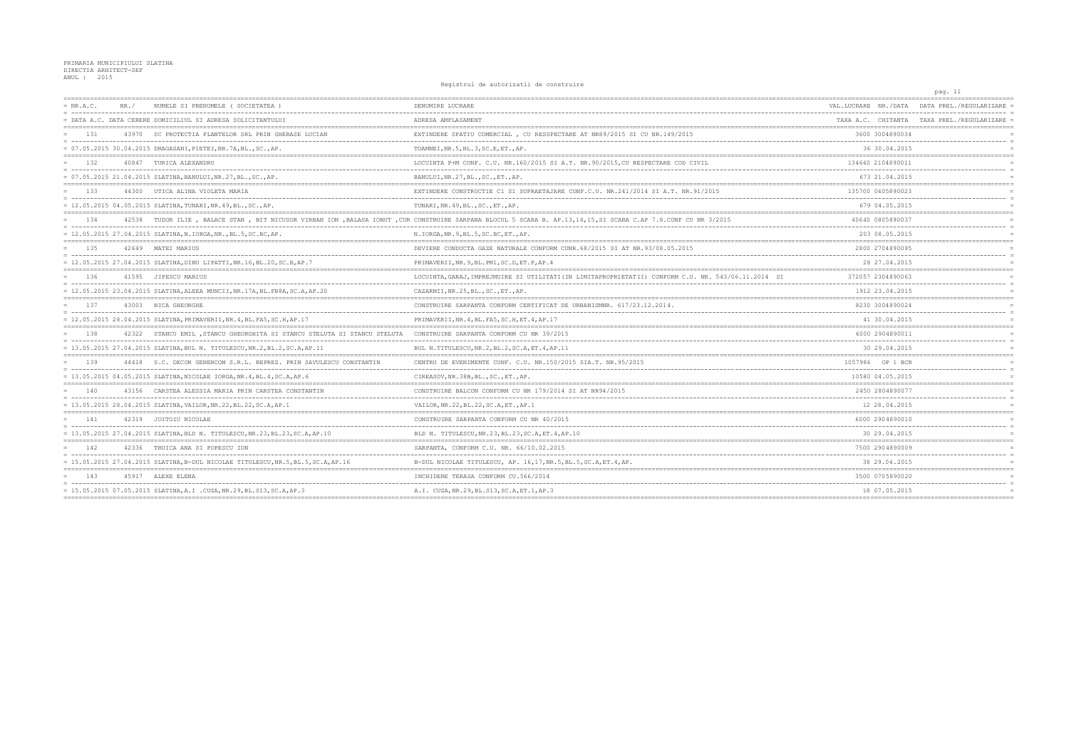PRIMARIA MUNICIPIULUI SLATINA
DIRECTIA ARHITECT-SEF
ANUL : 2015

Registrul de autorizatii de construire

| NR.A.C. | NR./ | NUMELE SI PRENUMELE ( SOCIETATEA ) | DENUMIRE LUCRARE | VAL.LUCRARE | NR./DATA | DATA PREL./REGULARIZARE |
|---|---|---|---|---|---|---|
| DATA A.C. | DATA CERERE | DOMICILIUL SI ADRESA SOLICITANTULUI | ADRESA AMPLASAMENT | TAXA A.C. | CHITANTA | TAXA PREL./REGULARIZARE |
| 131 | 43970 | SC PROTECTIA PLANTELOR SRL PRIN GHERASE LUCIAN | EXTINDERE SPATIU COMERCIAL , CU RESSPECTARE AT NR89/2015 SI CU NR.149/2015 | 3600 | 3004890034 | |
| 07.05.2015 | 30.04.2015 | DRAGASANI,PIETEI,NR.7A,BL.,SC.,AP. | TOAMNEI,NR.5,BL.3,SC.E,ET.,AP. | 36 | 30.04.2015 | |
| 132 | 40847 | TURICA ALEXANDRU | LOCUINTA P+M CONF. C.U. NR.160/2015 SI A.T. NR.90/2015,CU RESPECTARE COD CIVIL | 134640 | 2104890011 | |
| 07.05.2015 | 21.04.2015 | SLATINA,BANULUI,NR.27,BL.,SC.,AP. | BANULUI,NR.27,BL.,SC.,ET.,AP. | 673 | 21.04.2015 | |
| 133 | 44300 | UTICA ALINA VIOLETA MARIA | EXTINDERE CONSTRUCTIE C1 SI SUPRAETAJARE CONF.C.U. NR.241/2014 SI A.T. NR.91/2015 | 135700 | 0405890023 | |
| 12.05.2015 | 04.05.2015 | SLATINA,TUNARI,NR.49,BL.,SC.,AP. | TUNARI,NR.49,BL.,SC.,ET.,AP. | 679 | 04.05.2015 | |
| 134 | 42538 | TUDOR ILIE , BALACE STAN , BIT NICUSOR VIRBAN ION ,BALASA IONUT ,CUR | CONSTRUIRE SARPANA BLOCUL 5 SCARA B. AP.13,14,15,SI SCARA C.AP 7.8.CONF CU NR 3/2015 | 40640 | 0805890037 | |
| 12.05.2015 | 27.04.2015 | SLATINA,N.IORGA,NR.,BL.5,SC.BC,AP. | N.IORGA,NR.9,BL.5,SC.BC,ET.,AP. | 203 | 08.05.2015 | |
| 135 | 42649 | MATEI MARIUS | DEVIERE CONDUCTA GAZE NATURALE CONFORM CUNR.68/2015 SI AT NR.93/08.05.2015 | 2800 | 2704890095 | |
| 12.05.2015 | 27.04.2015 | SLATINA,DINU LIPATTI,NR.16,BL.20,SC.B,AP.7 | PRIMAVERII,NR.9,BL.PM1,SC.D,ET.P,AP.4 | 28 | 27.04.2015 | |
| 136 | 41595 | JIPESCU MARIUS | LOCUINTA,GARAJ,IMPREJMUIRE SI UTILITATI(IN LIMITAPROPRIETATII) CONFORM C.U. NR. 543/06.11.2014 SI | 372057 | 2304890063 | |
| 12.05.2015 | 23.04.2015 | SLATINA,ALEEA MUNCII,NR.17A,BL.FB8A,SC.A,AP.20 | CAZARMII,NR.25,BL.,SC.,ET.,AP. | 1912 | 23.04.2015 | |
| 137 | 43003 | NICA GHEORGHE | CONSTRUIRE SARPANTA CONFORM CERTIFICAT DE URBANISMNR. 617/23.12.2014. | 8230 | 3004890024 | |
| 12.05.2015 | 28.04.2015 | SLATINA,PRIMAVERII,NR.4,BL.FA5,SC.H,AP.17 | PRIMAVERII,NR.4,BL.FA5,SC.H,ET.4,AP.17 | 41 | 30.04.2015 | |
| 138 | 42322 | STANCU EMIL ,STANCU GHEORGHITA SI STANCU STELUTA SI STANCU STELUTA | CONSTRUIRE SARPANTA CONFORM CU NR 39/2015 | 6000 | 2904890011 | |
| 13.05.2015 | 27.04.2015 | SLATINA,BUL N. TITULESCU,NR.2,BL.2,SC.A,AP.11 | BUL N.TITULESCU,NR.2,BL.2,SC.A,ET.4,AP.11 | 30 | 29.04.2015 | |
| 139 | 44418 | S.C. DECOR GENERCOM S.R.L. REPREZ. PRIN SAVULESCU CONSTANTIN | CENTRU DE EVENIMENTE CONF. C.U. NR.150/2015 SIA.T. NR.95/2015 | 1057986 | OP 1 BCR | |
| 13.05.2015 | 04.05.2015 | SLATINA,NICOLAE IORGA,NR.4,BL.4,SC.A,AP.6 | CIREASOV,NR.38B,BL.,SC.,ET.,AP. | 10580 | 04.05.2015 | |
| 140 | 43156 | CARSTEA ALESSIA MARIA PRIN CARSTEA CONSTANTIN | CONSTRUIRE BALCON CONFORM CU NR 179/2014 SI AT NR94/2015 | 2450 | 2804890077 | |
| 13.05.2015 | 28.04.2015 | SLATINA,VAILOR,NR.22,BL.22,SC.A,AP.1 | VAILOR,NR.22,BL.22,SC.A,ET.,AP.1 | 12 | 28.04.2015 | |
| 141 | 42319 | JOITOIU NICOLAE | CONSTRUIRE SARPANTA CONFORM CU NR 40/2015 | 6000 | 2904890010 | |
| 13.05.2015 | 27.04.2015 | SLATINA,BLD N. TITULESCU,NR.23,BL.23,SC.A,AP.10 | BLD N. TITULESCU,NR.23,BL.23,SC.A,ET.4,AP.10 | 30 | 29.04.2015 | |
| 142 | 42336 | TRUICA ANA SI POPESCU ION | SARPANTA, CONFORM C.U. NR. 66/10.02.2015 | 7500 | 2904890009 | |
| 15.05.2015 | 27.04.2015 | SLATINA,B-DUL NICOLAE TITULESCU,NR.5,BL.5,SC.A,AP.16 | B-DUL NICOLAE TITULESCU, AP. 16,17,NR.5,BL.5,SC.A,ET.4,AP. | 38 | 29.04.2015 | |
| 143 | 45917 | ALEXE ELENA | INCHIDERE TERASA CONFORM CU.566/2014 | 3500 | 0705890020 | |
| 15.05.2015 | 07.05.2015 | SLATINA,A.I .CUZA,NR.29,BL.S13,SC.A,AP.3 | A.I. CUZA,NR.29,BL.S13,SC.A,ET.1,AP.3 | 18 | 07.05.2015 | |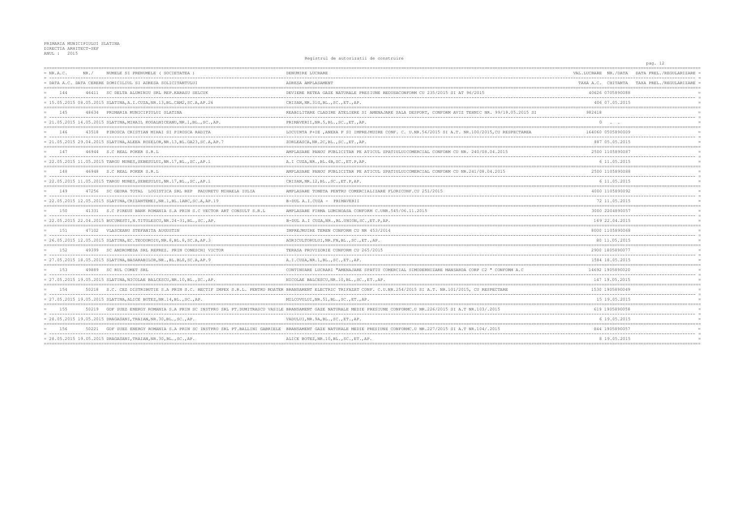PRIMARIA MUNICIPIULUI SLATINA
DIRECTIA ARHITECT-SEF
ANUL : 2015

Registrul de autorizatii de construire

| NR.A.C. / DATA A.C. | NR./ DATA CERERE | NUMELE SI PRENUMELE ( SOCIETATEA ) / DOMICILIUL SI ADRESA SOLICITANTULUI | DENUMIRE LUCRARE / ADRESA AMPLASAMENT | VAL.LUCRARE / TAXA A.C. | NR./DATA CHITANTA | DATA PREL./REGULARIZARE / TAXA PREL./REGULARIZARE |
|---|---|---|---|---|---|---|
| 144 | 46411 | SC DELTA ALUMINIU SRL REP.KARASU SELCUK | DEVIERE RETEA GAZE NATURALE PRESIUNE REDUSACONFORM CU 235/2015 SI AT 96/2015 | 40626 | 0705890088 | |
| 15.05.2015 | 08.05.2015 | SLATINA,A.I.CUZA,NR.13,BL.CAM2,SC.A,AP.26 | CRISAN,NR.31G,BL.,SC.,ET.,AP. | 406 | 07.05.2015 | |
| 145 | 48634 | PRIMARIA MUNICIPIULUI SLATINA | REABILITARE CLADIRE ATELIERE SI AMENAJARE SALA DESPORT, CONFORM AVIZ TEHNIC NR. 99/19.05.2015 SI | 982418 | | |
| 21.05.2015 | 14.05.2015 | SLATINA,MIHAIL KOGALNICEANU,NR.1,BL.,SC.,AP. | PRIMAVERII,NR.5,BL.,SC.,ET.,AP. | 0 | . . | |
| 146 | 43518 | PIROSCA CRISTIAN MIHAI SI PIROSCA RADITA | LOCUINTA P+1E ,ANEXA P SI IMPREJMUIRE CONF. C. U.NR.56/2015 SI A.T. NR.100/2015,CU RESPECTAREA | 164060 | 0505890009 | |
| 21.05.2015 | 29.04.2015 | SLATINA,ALEEA ROZELOR,NR.13,BL.GA23,SC.A,AP.7 | ZORLEASCA,NR.2C,BL.,SC.,ET.,AP. | 887 | 05.05.2015 | |
| 147 | 46944 | S.C REAL POKER S.R.L | AMPLASARE PANOU PUBLICITAR PE ATICUL SPATIULUICOMERCIAL CONFORM CU NR. 240/08.04.2015 | 2500 | 1105890087 | |
| 22.05.2015 | 11.05.2015 | TARGU MURES,SEBESULUI,NR.17,BL.,SC.,AP.1 | A.I CUZA,NR.,BL.4B,SC.,ET.P,AP. | 6 | 11.05.2015 | |
| 148 | 46948 | S.C REAL POKER S.R.L | AMPLASARE PANOU PUBLICITAR PE ATICUL SPATIULUICOMERCIAL CONFORM CU NR.241/08.04.2015 | 2500 | 1105890088 | |
| 22.05.2015 | 11.05.2015 | TARGU MURES,SEBESULUI,NR.17,BL.,SC.,AP.1 | CRISAN,NR.12,BL.,SC.,ET.P,AP. | 6 | 11.05.2015 | |
| 149 | 47256 | SC GEORA TOTAL LOGISTICA SRL REP PADURETU MIHAELA IULIA | AMPLASARE TONETA PENTRU COMERCIALIZARE FLORICONF.CU 251/2015 | 4000 | 1105890092 | |
| 22.05.2015 | 12.05.2015 | SLATINA,CRIZANTEMEI,NR.1,BL.1ABC,SC.A,AP.19 | B-DUL A.I.CUZA - PRIMAVERII | 72 | 11.05.2015 | |
| 150 | 41331 | S.C PIREUS BANK ROMANIA S.A PRIN S.C VECTOR ART CONSULT S.R.L | AMPLASARE FIRMA LUMINOASA CONFORM C.UNR.545/06.11.2015 | 3000 | 2204890057 | |
| 22.05.2015 | 22.04.2015 | BUCURESTI,N.TITULESCU,NR.24-31,BL.,SC.,AP. | B-DUL A.I CUZA,NR.,BL.UNION,SC.,ET.P,AP. | 169 | 22.04.2015 | |
| 151 | 47102 | VLASCEANU STEFANITA AUGUSTIN | IMPREJMUIRE TEREN CONFORM CU NR 453/2014 | 8000 | 1105890068 | |
| 26.05.2015 | 12.05.2015 | SLATINA,EC.TEODOROIU,NR.8,BL.8,SC.A,AP.3 | AGRICULTORULUI,NR.FN,BL.,SC.,ET.,AP. | 80 | 11.05.2015 | |
| 152 | 49399 | SC ANDROMEDA SRL REPREZ. PRIN CONESCHI VICTOR | TERASA PROVIZORIE CONFORM CU 265/2015 | 2900 | 1805890077 | |
| 27.05.2015 | 18.05.2015 | SLATINA,BASARABILOR,NR.,BL.BL8,SC.A,AP.9 | A.I.CUZA,NR.1,BL.,SC.,ET.,AP. | 1584 | 18.05.2015 | |
| 153 | 49889 | SC RUL COMET SRL | CONTINUARE LUCRARI "AMENAJARE SPATIU COMERCIAL SIMODERNIZARE MANSARDA CORP C2 " CONFORM A.C | 14692 | 1905890020 | |
| 27.05.2015 | 19.05.2015 | SLATINA,NICOLAE BALCESCU,NR.10,BL.,SC.,AP. | NICOLAE BALCESCU,NR.10,BL.,SC.,ET.,AP. | 147 | 19.05.2015 | |
| 154 | 50218 | S.C. CEZ DISTRIBUTIE S.A PRIN S.C. RECTIF IMPEX S.R.L. PENTRU MOATER | BRANSAMENT ELECTRIC TRIFAZAT CONF. C.U.NR.254/2015 SI A.T. NR.101/2015, CU RESPECTARE | 1530 | 1905890049 | |
| 27.05.2015 | 19.05.2015 | SLATINA,ALICE BOTEZ,NR.14,BL.,SC.,AP. | MILCOVULUI,NR.51,BL.,SC.,ET.,AP. | 15 | 19.05.2015 | |
| 155 | 50219 | GDF SUEZ ENERGY ROMANIA S.A PRIN SC INSTPRO SRL PT.DUMITRASCU VASILE | BRANSAMENT GAZE NATURALE MEDIE PRESIUNE CONFORMC.U NR.226/2015 SI A.T NR.103/.2015 | 619 | 1905890058 | |
| 28.05.2015 | 19.05.2015 | DRAGASANI,TRAIAN,NR.30,BL.,SC.,AP. | VADULUI,NR.9A,BL.,SC.,ET.,AP. | 6 | 19.05.2015 | |
| 156 | 50221 | GDF SUEZ ENERGY ROMANIA S.A PRIN SC INSTPRO SRL PT.BALLINI GABRIELE | BRANSAMENT GAZE NATURALE MEDIE PRESIUNE CONFORMC.U NR.227/2015 SI A.T NR.104/.2015 | 844 | 1905890057 | |
| 28.05.2015 | 19.05.2015 | DRAGASANI,TRAIAN,NR.30,BL.,SC.,AP. | ALICE BOTEZ,NR.10,BL.,SC.,ET.,AP. | 8 | 19.05.2015 | |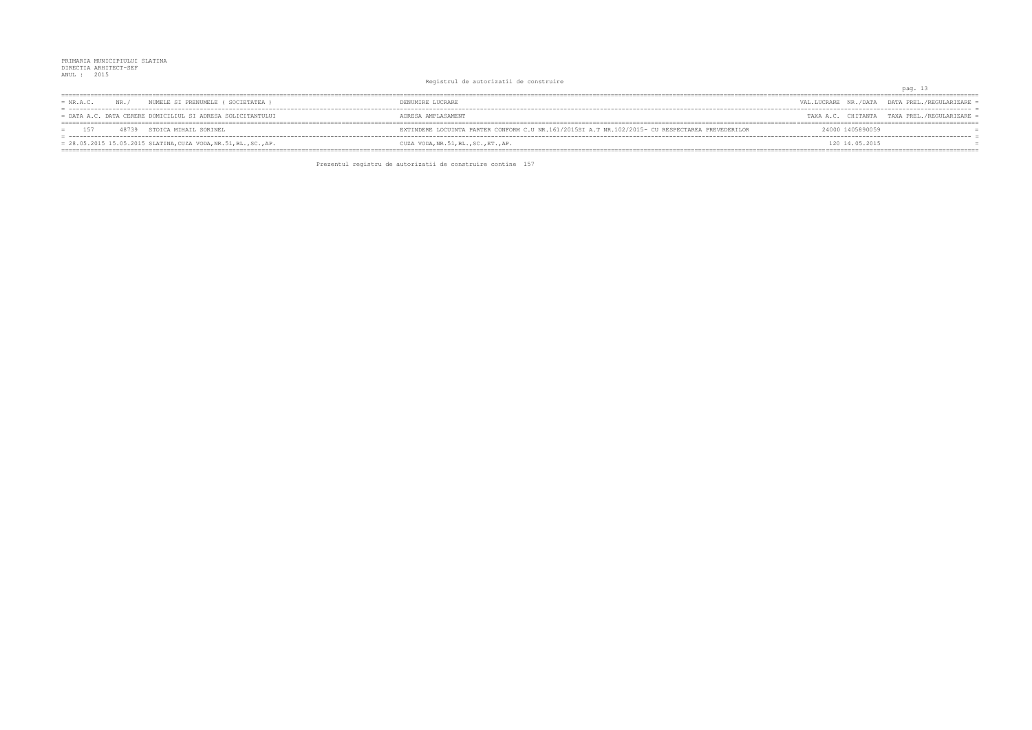PRIMARIA MUNICIPIULUI SLATINA
DIRECTIA ARHITECT-SEF
ANUL : 2015

Registrul de autorizatii de construire

| NR.A.C. / DATA A.C. | NR./ DATA CERERE | NUMELE SI PRENUMELE ( SOCIETATEA ) / DOMICILIUL SI ADRESA SOLICITANTULUI | DENUMIRE LUCRARE / ADRESA AMPLASAMENT | VAL.LUCRARE / TAXA A.C. | NR./DATA CHITANTA | DATA PREL./REGULARIZARE / TAXA PREL./REGULARIZARE |
|---|---|---|---|---|---|---|
| 157 | 48739 | STOICA MIHAIL SORINEL | EXTINDERE LOCUINTA PARTER CONFORM C.U NR.161/2015SI A.T NR.102/2015- CU RESPECTAREA PREVEDERILOR | 24000 | 1405890059 | |
| 28.05.2015 | 15.05.2015 | SLATINA,CUZA VODA,NR.51,BL.,SC.,AP. | CUZA VODA,NR.51,BL.,SC.,ET.,AP. | 120 | 14.05.2015 | |

Prezentul registru de autorizatii de construire contine 157